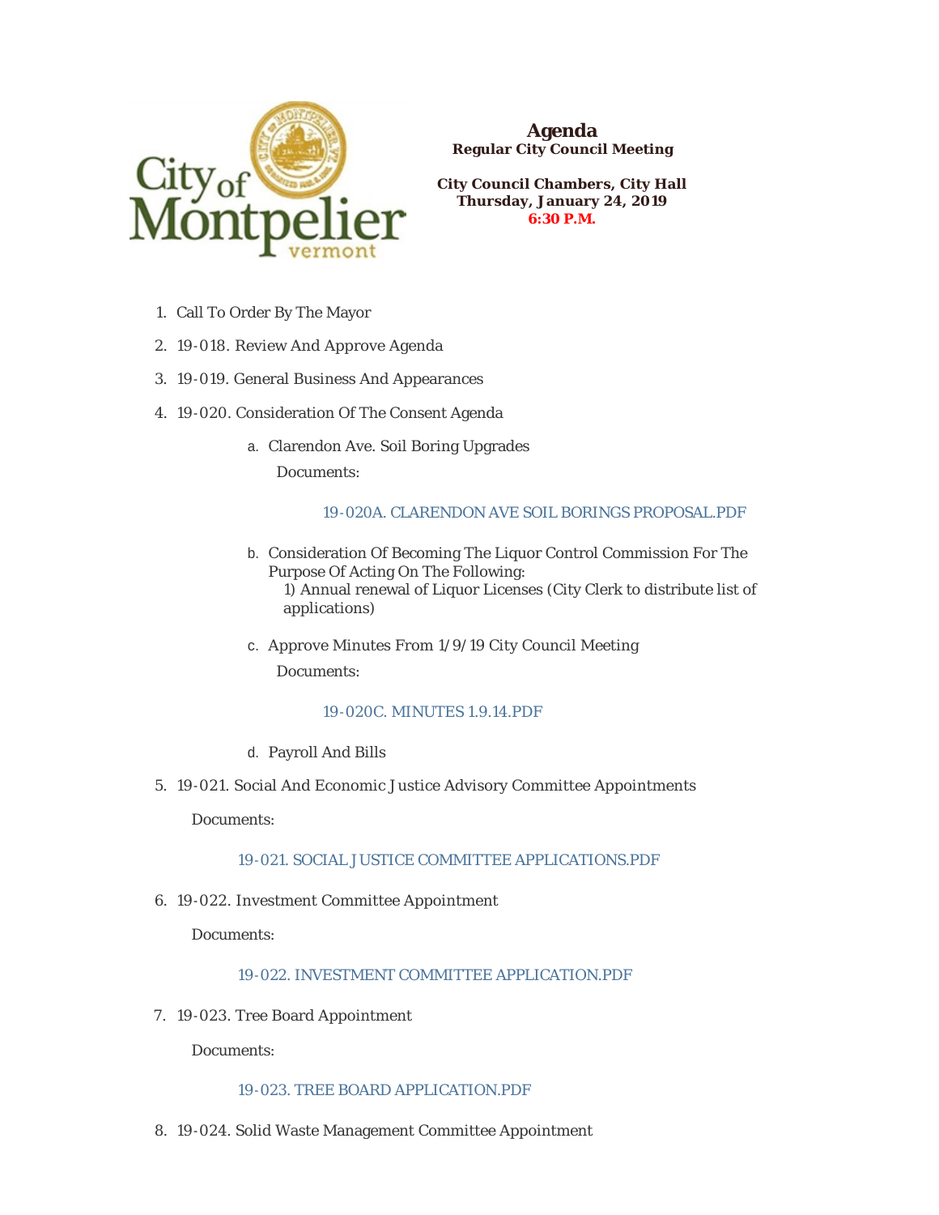# Agenda

**Regular City Council Meeting**

**City Council Chambers, City Hall**
**Thursday, January 24, 2019**
**6:30 P.M.**

1. Call To Order By The Mayor
2. 19-018. Review And Approve Agenda
3. 19-019. General Business And Appearances
4. 19-020. Consideration Of The Consent Agenda
   a. Clarendon Ave. Soil Boring Upgrades

      Documents:

      19-020A. CLARENDON AVE SOIL BORINGS PROPOSAL.PDF

   b. Consideration Of Becoming The Liquor Control Commission For The Purpose Of Acting On The Following:
      1) Annual renewal of Liquor Licenses (City Clerk to distribute list of applications)

   c. Approve Minutes From 1/9/19 City Council Meeting

      Documents:

      19-020C. MINUTES 1.9.14.PDF

   d. Payroll And Bills
5. 19-021. Social And Economic Justice Advisory Committee Appointments

   Documents:

   19-021. SOCIAL JUSTICE COMMITTEE APPLICATIONS.PDF

6. 19-022. Investment Committee Appointment

   Documents:

   19-022. INVESTMENT COMMITTEE APPLICATION.PDF

7. 19-023. Tree Board Appointment

   Documents:

   19-023. TREE BOARD APPLICATION.PDF

8. 19-024. Solid Waste Management Committee Appointment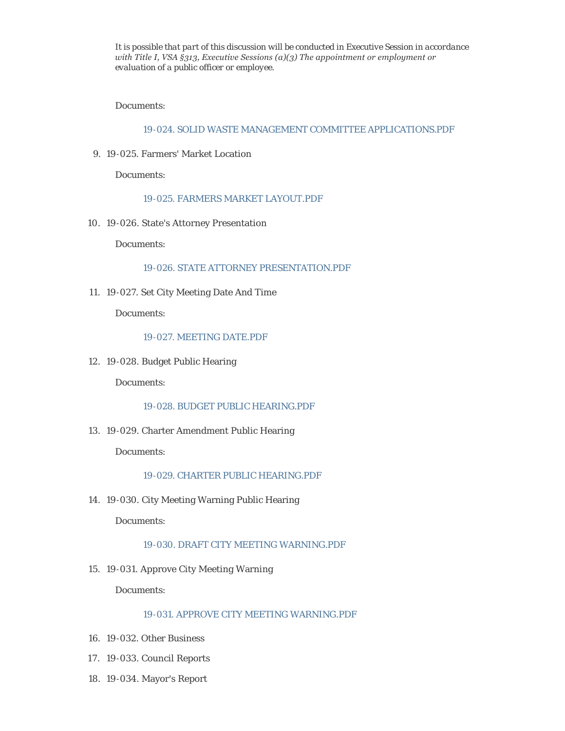*It is possible that part of this discussion will be conducted in Executive Session in accordance with Title I, VSA §313, Executive Sessions (a)(3) The appointment or employment or evaluation of a public officer or employee.*

Documents:

19-024. SOLID WASTE MANAGEMENT COMMITTEE APPLICATIONS.PDF

9. 19-025. Farmers' Market Location

   Documents:

   19-025. FARMERS MARKET LAYOUT.PDF

10. 19-026. State's Attorney Presentation

    Documents:

    19-026. STATE ATTORNEY PRESENTATION.PDF

11. 19-027. Set City Meeting Date And Time

    Documents:

    19-027. MEETING DATE.PDF

12. 19-028. Budget Public Hearing

    Documents:

    19-028. BUDGET PUBLIC HEARING.PDF

13. 19-029. Charter Amendment Public Hearing

    Documents:

    19-029. CHARTER PUBLIC HEARING.PDF

14. 19-030. City Meeting Warning Public Hearing

    Documents:

    19-030. DRAFT CITY MEETING WARNING.PDF

15. 19-031. Approve City Meeting Warning

    Documents:

    19-031. APPROVE CITY MEETING WARNING.PDF

16. 19-032. Other Business
17. 19-033. Council Reports
18. 19-034. Mayor's Report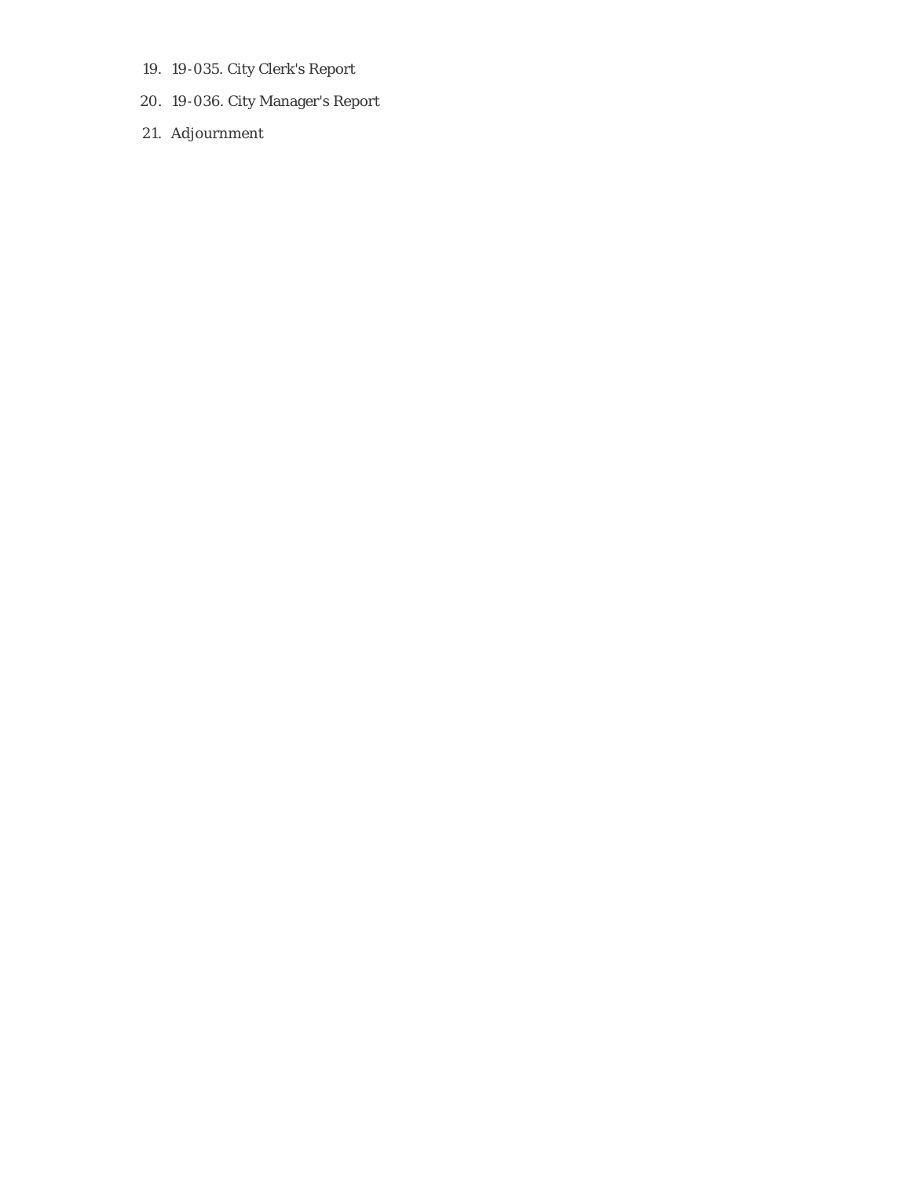19. 19-035. City Clerk's Report
20. 19-036. City Manager's Report
21. Adjournment